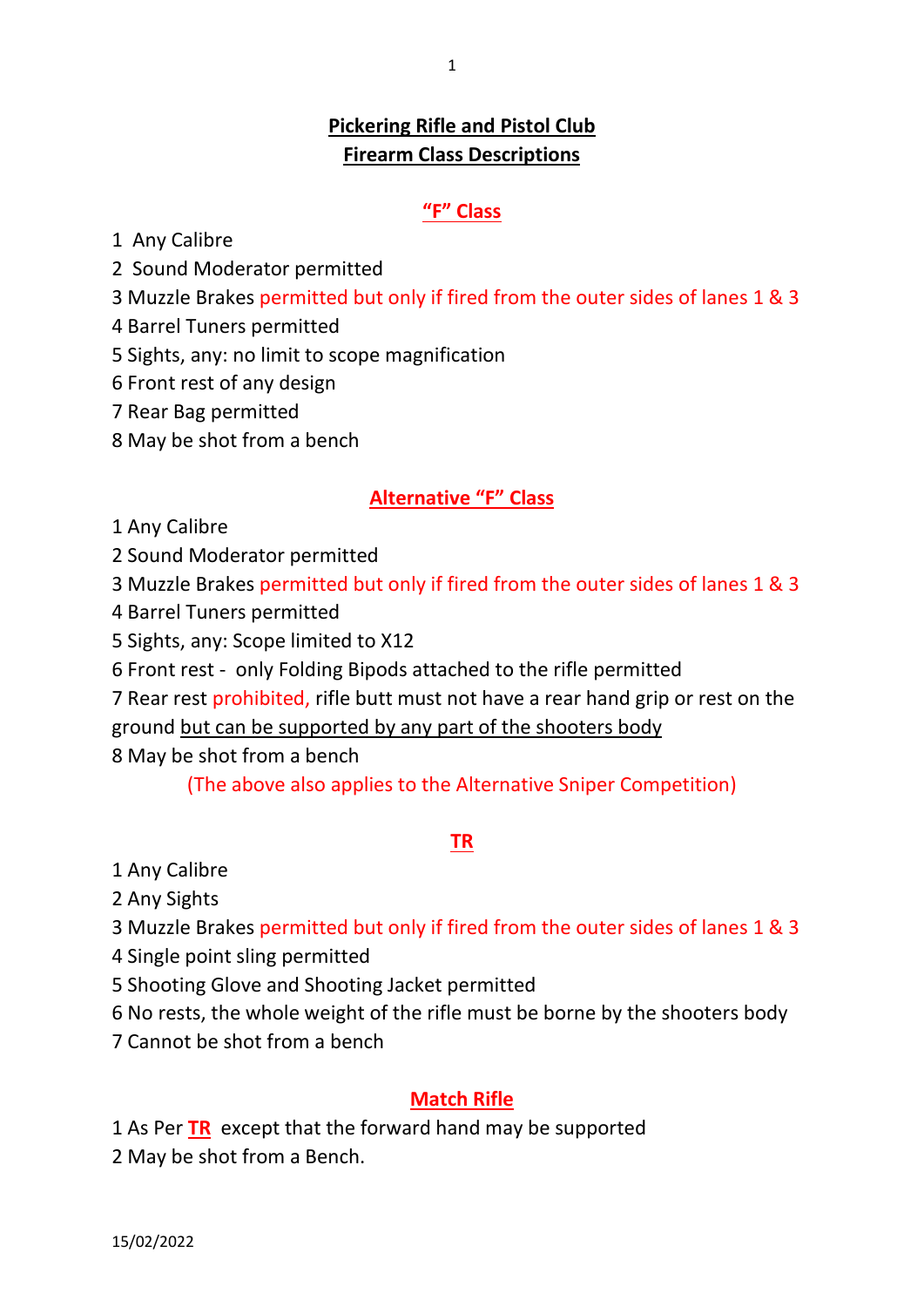# Pickering Rifle and Pistol Club
# Firearm Class Descriptions

## "F" Class

1 Any Calibre
2 Sound Moderator permitted
3 Muzzle Brakes permitted but only if fired from the outer sides of lanes 1 & 3
4 Barrel Tuners permitted
5 Sights, any: no limit to scope magnification
6 Front rest of any design
7 Rear Bag permitted
8 May be shot from a bench

## Alternative "F" Class

1 Any Calibre
2 Sound Moderator permitted
3 Muzzle Brakes permitted but only if fired from the outer sides of lanes 1 & 3
4 Barrel Tuners permitted
5 Sights, any: Scope limited to X12
6 Front rest - only Folding Bipods attached to the rifle permitted
7 Rear rest prohibited, rifle butt must not have a rear hand grip or rest on the ground but can be supported by any part of the shooters body
8 May be shot from a bench

(The above also applies to the Alternative Sniper Competition)

## TR

1 Any Calibre
2 Any Sights
3 Muzzle Brakes permitted but only if fired from the outer sides of lanes 1 & 3
4 Single point sling permitted
5 Shooting Glove and Shooting Jacket permitted
6 No rests, the whole weight of the rifle must be borne by the shooters body
7 Cannot be shot from a bench

## Match Rifle

1 As Per **TR** except that the forward hand may be supported
2 May be shot from a Bench.

15/02/2022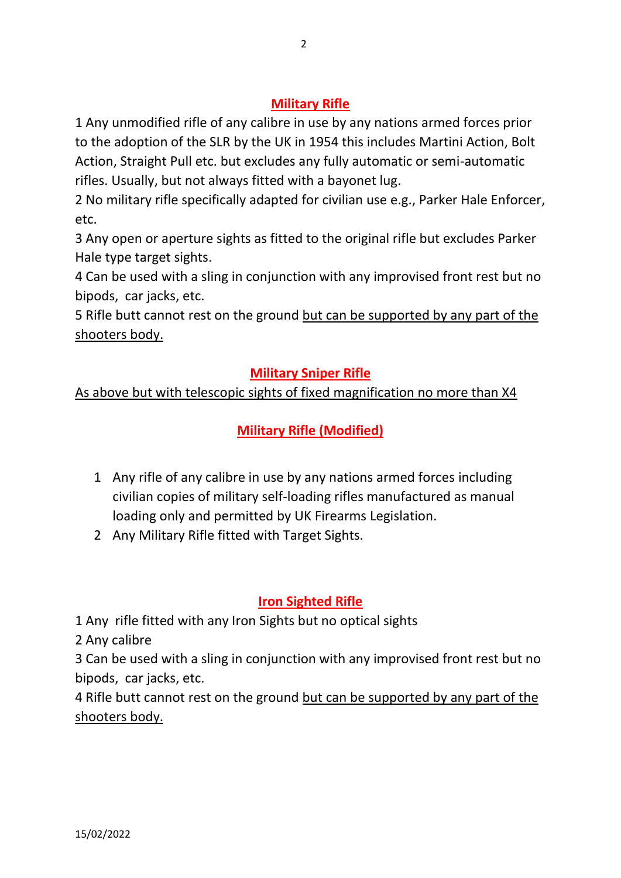## Military Rifle

1 Any unmodified rifle of any calibre in use by any nations armed forces prior to the adoption of the SLR by the UK in 1954 this includes Martini Action, Bolt Action, Straight Pull etc. but excludes any fully automatic or semi-automatic rifles. Usually, but not always fitted with a bayonet lug.

2 No military rifle specifically adapted for civilian use e.g., Parker Hale Enforcer, etc.

3 Any open or aperture sights as fitted to the original rifle but excludes Parker Hale type target sights.

4 Can be used with a sling in conjunction with any improvised front rest but no bipods, car jacks, etc.

5 Rifle butt cannot rest on the ground <u>but can be supported by any part of the shooters body.</u>

## Military Sniper Rifle

<u>As above but with telescopic sights of fixed magnification no more than X4</u>

## Military Rifle (Modified)

1. Any rifle of any calibre in use by any nations armed forces including civilian copies of military self-loading rifles manufactured as manual loading only and permitted by UK Firearms Legislation.
2. Any Military Rifle fitted with Target Sights.

## Iron Sighted Rifle

1 Any rifle fitted with any Iron Sights but no optical sights

2 Any calibre

3 Can be used with a sling in conjunction with any improvised front rest but no bipods, car jacks, etc.

4 Rifle butt cannot rest on the ground <u>but can be supported by any part of the shooters body.</u>

15/02/2022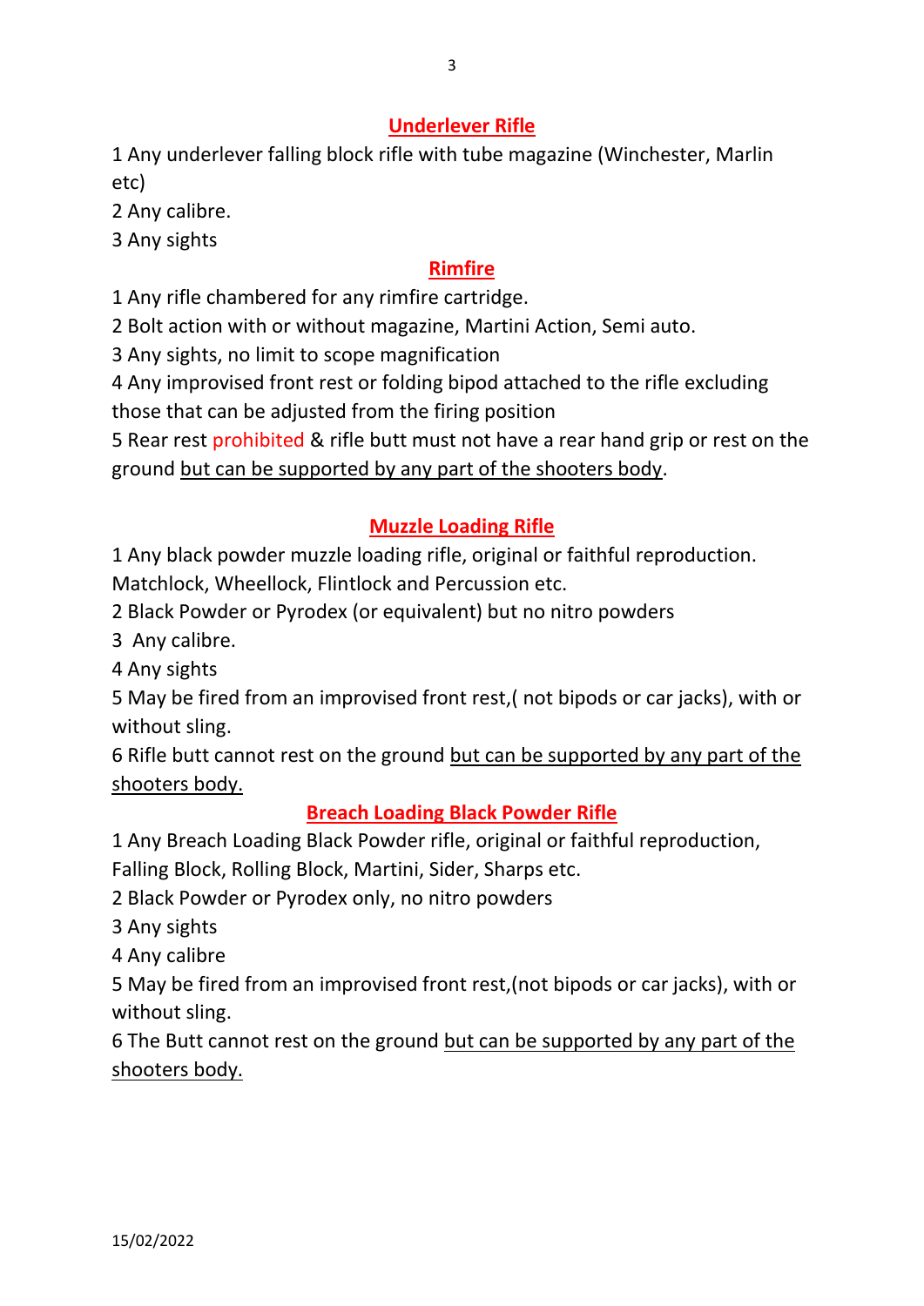## Underlever Rifle

1 Any underlever falling block rifle with tube magazine (Winchester, Marlin etc)

2 Any calibre.

3 Any sights

## Rimfire

1 Any rifle chambered for any rimfire cartridge.

2 Bolt action with or without magazine, Martini Action, Semi auto.

3 Any sights, no limit to scope magnification

4 Any improvised front rest or folding bipod attached to the rifle excluding those that can be adjusted from the firing position

5 Rear rest prohibited & rifle butt must not have a rear hand grip or rest on the ground <u>but can be supported by any part of the shooters body</u>.

## Muzzle Loading Rifle

1 Any black powder muzzle loading rifle, original or faithful reproduction. Matchlock, Wheellock, Flintlock and Percussion etc.

2 Black Powder or Pyrodex (or equivalent) but no nitro powders

3 Any calibre.

4 Any sights

5 May be fired from an improvised front rest,( not bipods or car jacks), with or without sling.

6 Rifle butt cannot rest on the ground <u>but can be supported by any part of the shooters body.</u>

## Breach Loading Black Powder Rifle

1 Any Breach Loading Black Powder rifle, original or faithful reproduction, Falling Block, Rolling Block, Martini, Sider, Sharps etc.

2 Black Powder or Pyrodex only, no nitro powders

3 Any sights

4 Any calibre

5 May be fired from an improvised front rest,(not bipods or car jacks), with or without sling.

6 The Butt cannot rest on the ground <u>but can be supported by any part of the shooters body.</u>

15/02/2022